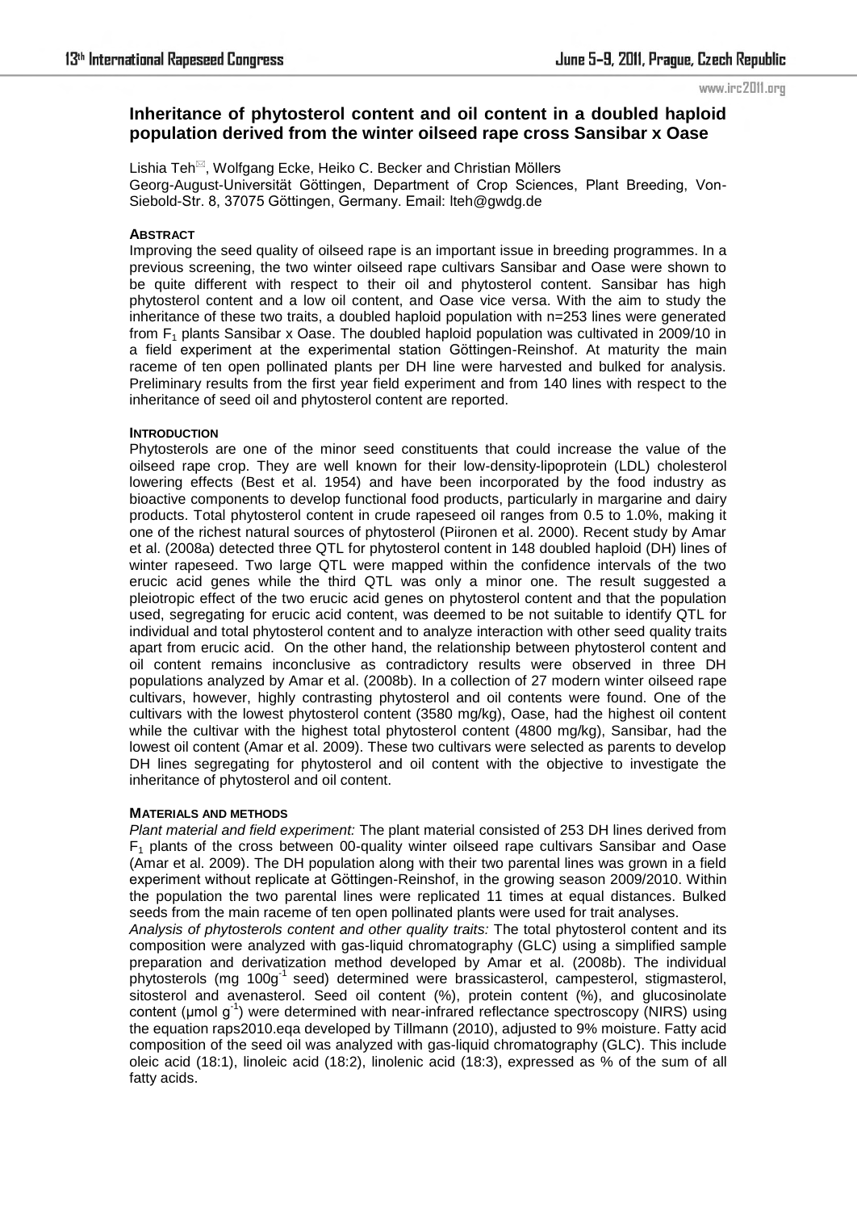# Inheritance of phytosterol content and oil content in a doubled haploid population derived from the winter oilseed rape cross Sansibar x Oase

Lishia Teh, Wolfgang Ecke, Heiko C. Becker and Christian Möllers

Georg-August-Universität Göttingen, Department of Crop Sciences, Plant Breeding, Von-Siebold-Str. 8, 37075 Göttingen, Germany. Email: lteh@gwdg.de

## ABSTRACT

Improving the seed quality of oilseed rape is an important issue in breeding programmes. In a previous screening, the two winter oilseed rape cultivars Sansibar and Oase were shown to be quite different with respect to their oil and phytosterol content. Sansibar has high phytosterol content and a low oil content, and Oase vice versa. With the aim to study the inheritance of these two traits, a doubled haploid population with n=253 lines were generated from $F_1$ plants Sansibar x Oase. The doubled haploid population was cultivated in 2009/10 in a field experiment at the experimental station Göttingen-Reinshof. At maturity the main raceme of ten open pollinated plants per DH line were harvested and bulked for analysis. Preliminary results from the first year field experiment and from 140 lines with respect to the inheritance of seed oil and phytosterol content are reported.

## INTRODUCTION

Phytosterols are one of the minor seed constituents that could increase the value of the oilseed rape crop. They are well known for their low-density-lipoprotein (LDL) cholesterol lowering effects (Best et al. 1954) and have been incorporated by the food industry as bioactive components to develop functional food products, particularly in margarine and dairy products. Total phytosterol content in crude rapeseed oil ranges from 0.5 to 1.0%, making it one of the richest natural sources of phytosterol (Piironen et al. 2000). Recent study by Amar et al. (2008a) detected three QTL for phytosterol content in 148 doubled haploid (DH) lines of winter rapeseed. Two large QTL were mapped within the confidence intervals of the two erucic acid genes while the third QTL was only a minor one. The result suggested a pleiotropic effect of the two erucic acid genes on phytosterol content and that the population used, segregating for erucic acid content, was deemed to be not suitable to identify QTL for individual and total phytosterol content and to analyze interaction with other seed quality traits apart from erucic acid. On the other hand, the relationship between phytosterol content and oil content remains inconclusive as contradictory results were observed in three DH populations analyzed by Amar et al. (2008b). In a collection of 27 modern winter oilseed rape cultivars, however, highly contrasting phytosterol and oil contents were found. One of the cultivars with the lowest phytosterol content (3580 mg/kg), Oase, had the highest oil content while the cultivar with the highest total phytosterol content (4800 mg/kg), Sansibar, had the lowest oil content (Amar et al. 2009). These two cultivars were selected as parents to develop DH lines segregating for phytosterol and oil content with the objective to investigate the inheritance of phytosterol and oil content.

## MATERIALS AND METHODS

*Plant material and field experiment:* The plant material consisted of 253 DH lines derived from $F_1$ plants of the cross between 00-quality winter oilseed rape cultivars Sansibar and Oase (Amar et al. 2009). The DH population along with their two parental lines was grown in a field experiment without replicate at Göttingen-Reinshof, in the growing season 2009/2010. Within the population the two parental lines were replicated 11 times at equal distances. Bulked seeds from the main raceme of ten open pollinated plants were used for trait analyses.

*Analysis of phytosterols content and other quality traits:* The total phytosterol content and its composition were analyzed with gas-liquid chromatography (GLC) using a simplified sample preparation and derivatization method developed by Amar et al. (2008b). The individual phytosterols (mg $100g^{-1}$ seed) determined were brassicasterol, campesterol, stigmasterol, sitosterol and avenasterol. Seed oil content (%), protein content (%), and glucosinolate content (µmol $g^{-1}$) were determined with near-infrared reflectance spectroscopy (NIRS) using the equation raps2010.eqa developed by Tillmann (2010), adjusted to 9% moisture. Fatty acid composition of the seed oil was analyzed with gas-liquid chromatography (GLC). This include oleic acid (18:1), linoleic acid (18:2), linolenic acid (18:3), expressed as % of the sum of all fatty acids.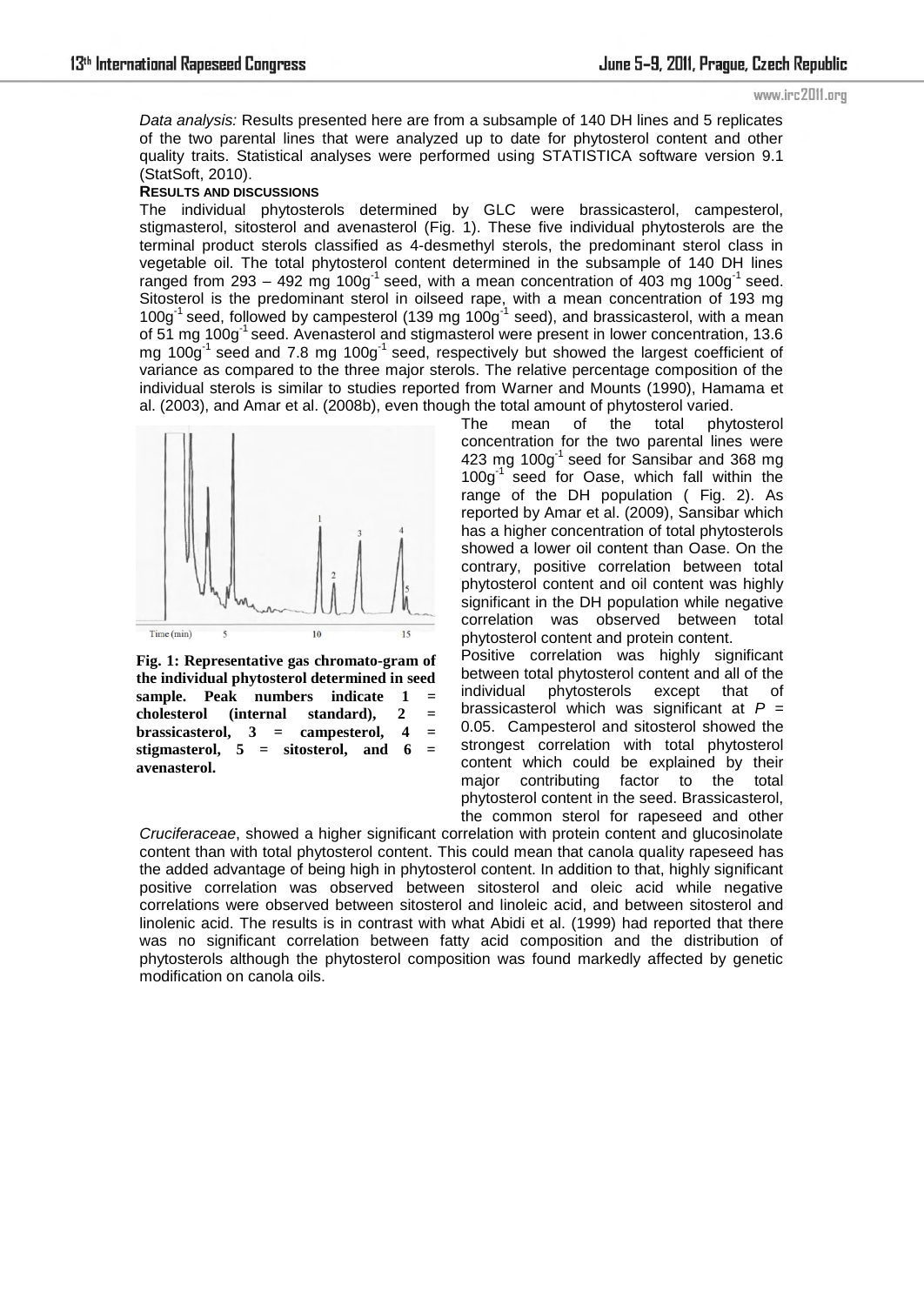*Data analysis:* Results presented here are from a subsample of 140 DH lines and 5 replicates of the two parental lines that were analyzed up to date for phytosterol content and other quality traits. Statistical analyses were performed using STATISTICA software version 9.1 (StatSoft, 2010).

**RESULTS AND DISCUSSIONS**

The individual phytosterols determined by GLC were brassicasterol, campesterol, stigmasterol, sitosterol and avenasterol (Fig. 1). These five individual phytosterols are the terminal product sterols classified as 4-desmethyl sterols, the predominant sterol class in vegetable oil. The total phytosterol content determined in the subsample of 140 DH lines ranged from 293 – 492 mg $100g^{-1}$ seed, with a mean concentration of 403 mg $100g^{-1}$ seed. Sitosterol is the predominant sterol in oilseed rape, with a mean concentration of 193 mg $100g^{-1}$ seed, followed by campesterol (139 mg $100g^{-1}$ seed), and brassicasterol, with a mean of 51 mg $100g^{-1}$ seed. Avenasterol and stigmasterol were present in lower concentration, 13.6 mg $100g^{-1}$ seed and 7.8 mg $100g^{-1}$ seed, respectively but showed the largest coefficient of variance as compared to the three major sterols. The relative percentage composition of the individual sterols is similar to studies reported from Warner and Mounts (1990), Hamama et al. (2003), and Amar et al. (2008b), even though the total amount of phytosterol varied.

**Fig. 1: Representative gas chromato-gram of the individual phytosterol determined in seed sample. Peak numbers indicate 1 = cholesterol (internal standard), 2 = brassicasterol, 3 = campesterol, 4 = stigmasterol, 5 = sitosterol, and 6 = avenasterol.**

The mean of the total phytosterol concentration for the two parental lines were 423 mg $100g^{-1}$ seed for Sansibar and 368 mg $100g^{-1}$ seed for Oase, which fall within the range of the DH population ( Fig. 2). As reported by Amar et al. (2009), Sansibar which has a higher concentration of total phytosterols showed a lower oil content than Oase. On the contrary, positive correlation between total phytosterol content and oil content was highly significant in the DH population while negative correlation was observed between total phytosterol content and protein content.

Positive correlation was highly significant between total phytosterol content and all of the individual phytosterols except that of brassicasterol which was significant at $P$ = 0.05. Campesterol and sitosterol showed the strongest correlation with total phytosterol content which could be explained by their major contributing factor to the total phytosterol content in the seed. Brassicasterol, the common sterol for rapeseed and other *Cruciferaceae*, showed a higher significant correlation with protein content and glucosinolate content than with total phytosterol content. This could mean that canola quality rapeseed has the added advantage of being high in phytosterol content. In addition to that, highly significant positive correlation was observed between sitosterol and oleic acid while negative correlations were observed between sitosterol and linoleic acid, and between sitosterol and linolenic acid. The results is in contrast with what Abidi et al. (1999) had reported that there was no significant correlation between fatty acid composition and the distribution of phytosterols although the phytosterol composition was found markedly affected by genetic modification on canola oils.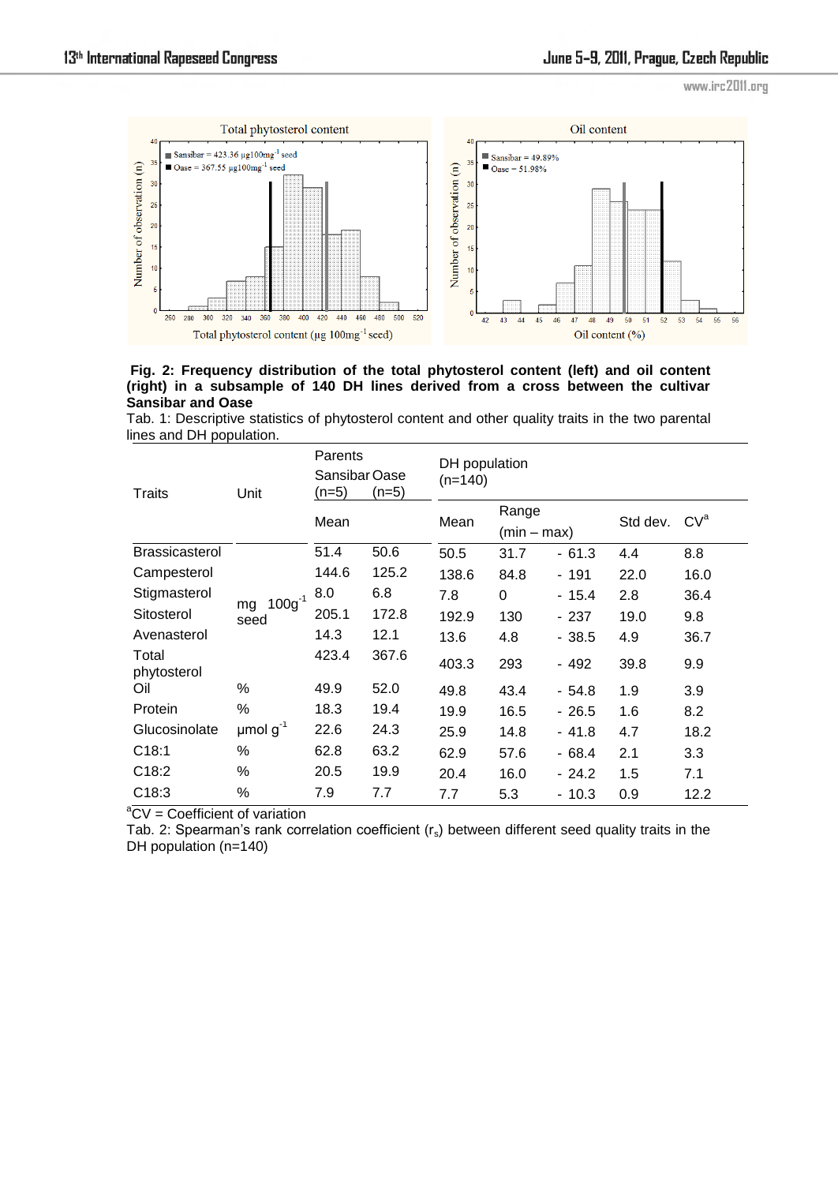**Fig. 2: Frequency distribution of the total phytosterol content (left) and oil content (right) in a subsample of 140 DH lines derived from a cross between the cultivar Sansibar and Oase**

Tab. 1: Descriptive statistics of phytosterol content and other quality traits in the two parental lines and DH population.

| Traits | Unit | Parents Sansibar (n=5) | Oase (n=5) | DH population (n=140) | | | | |
|---|---|---|---|---|---|---|---|---|
| | | Mean | | Mean | Range (min – max) | | Std dev. | CV[a] |
| Brassicasterol | mg 100g$^{-1}$ seed | 51.4 | 50.6 | 50.5 | 31.7 | - 61.3 | 4.4 | 8.8 |
| Campesterol | | 144.6 | 125.2 | 138.6 | 84.8 | - 191 | 22.0 | 16.0 |
| Stigmasterol | | 8.0 | 6.8 | 7.8 | 0 | - 15.4 | 2.8 | 36.4 |
| Sitosterol | | 205.1 | 172.8 | 192.9 | 130 | - 237 | 19.0 | 9.8 |
| Avenasterol | | 14.3 | 12.1 | 13.6 | 4.8 | - 38.5 | 4.9 | 36.7 |
| Total phytosterol | | 423.4 | 367.6 | 403.3 | 293 | - 492 | 39.8 | 9.9 |
| Oil | % | 49.9 | 52.0 | 49.8 | 43.4 | - 54.8 | 1.9 | 3.9 |
| Protein | % | 18.3 | 19.4 | 19.9 | 16.5 | - 26.5 | 1.6 | 8.2 |
| Glucosinolate | µmol g$^{-1}$ | 22.6 | 24.3 | 25.9 | 14.8 | - 41.8 | 4.7 | 18.2 |
| C18:1 | % | 62.8 | 63.2 | 62.9 | 57.6 | - 68.4 | 2.1 | 3.3 |
| C18:2 | % | 20.5 | 19.9 | 20.4 | 16.0 | - 24.2 | 1.5 | 7.1 |
| C18:3 | % | 7.9 | 7.7 | 7.7 | 5.3 | - 10.3 | 0.9 | 12.2 |

[a]CV = Coefficient of variation

Tab. 2: Spearman's rank correlation coefficient ($r_s$) between different seed quality traits in the DH population (n=140)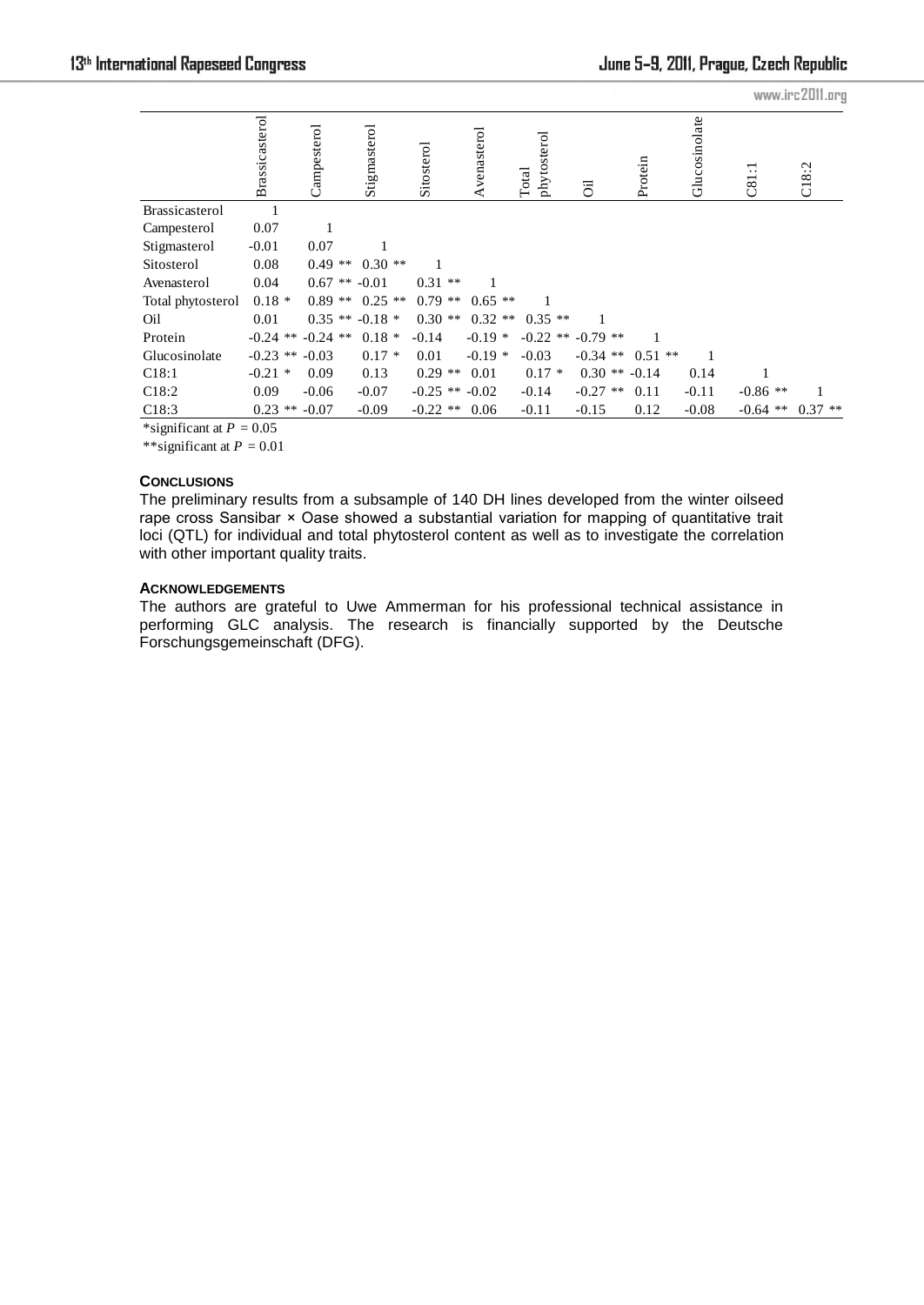| | Brassicasterol | Campesterol | Stigmasterol | Sitosterol | Avenasterol | Total phytosterol | Oil | Protein | Glucosinolate | C81:1 | C18:2 |
|---|---|---|---|---|---|---|---|---|---|---|---|
| Brassicasterol | 1 | | | | | | | | | | |
| Campesterol | 0.07 | 1 | | | | | | | | | |
| Stigmasterol | -0.01 | 0.07 | 1 | | | | | | | | |
| Sitosterol | 0.08 | 0.49 ** | 0.30 ** | 1 | | | | | | | |
| Avenasterol | 0.04 | 0.67 ** | -0.01 | 0.31 ** | 1 | | | | | | |
| Total phytosterol | 0.18 * | 0.89 ** | 0.25 ** | 0.79 ** | 0.65 ** | 1 | | | | | |
| Oil | 0.01 | 0.35 ** | -0.18 * | 0.30 ** | 0.32 ** | 0.35 ** | 1 | | | | |
| Protein | -0.24 ** | -0.24 ** | 0.18 * | -0.14 | -0.19 * | -0.22 ** | -0.79 ** | 1 | | | |
| Glucosinolate | -0.23 ** | -0.03 | 0.17 * | 0.01 | -0.19 * | -0.03 | -0.34 ** | 0.51 ** | 1 | | |
| C18:1 | -0.21 * | 0.09 | 0.13 | 0.29 ** | 0.01 | 0.17 * | 0.30 ** | -0.14 | 0.14 | 1 | |
| C18:2 | 0.09 | -0.06 | -0.07 | -0.25 ** | -0.02 | -0.14 | -0.27 ** | 0.11 | -0.11 | -0.86 ** | 1 |
| C18:3 | 0.23 ** | -0.07 | -0.09 | -0.22 ** | 0.06 | -0.11 | -0.15 | 0.12 | -0.08 | -0.64 ** | 0.37 ** |

*significant at $P = 0.05$

**significant at $P = 0.01$

**CONCLUSIONS**

The preliminary results from a subsample of 140 DH lines developed from the winter oilseed rape cross Sansibar × Oase showed a substantial variation for mapping of quantitative trait loci (QTL) for individual and total phytosterol content as well as to investigate the correlation with other important quality traits.

**ACKNOWLEDGEMENTS**

The authors are grateful to Uwe Ammerman for his professional technical assistance in performing GLC analysis. The research is financially supported by the Deutsche Forschungsgemeinschaft (DFG).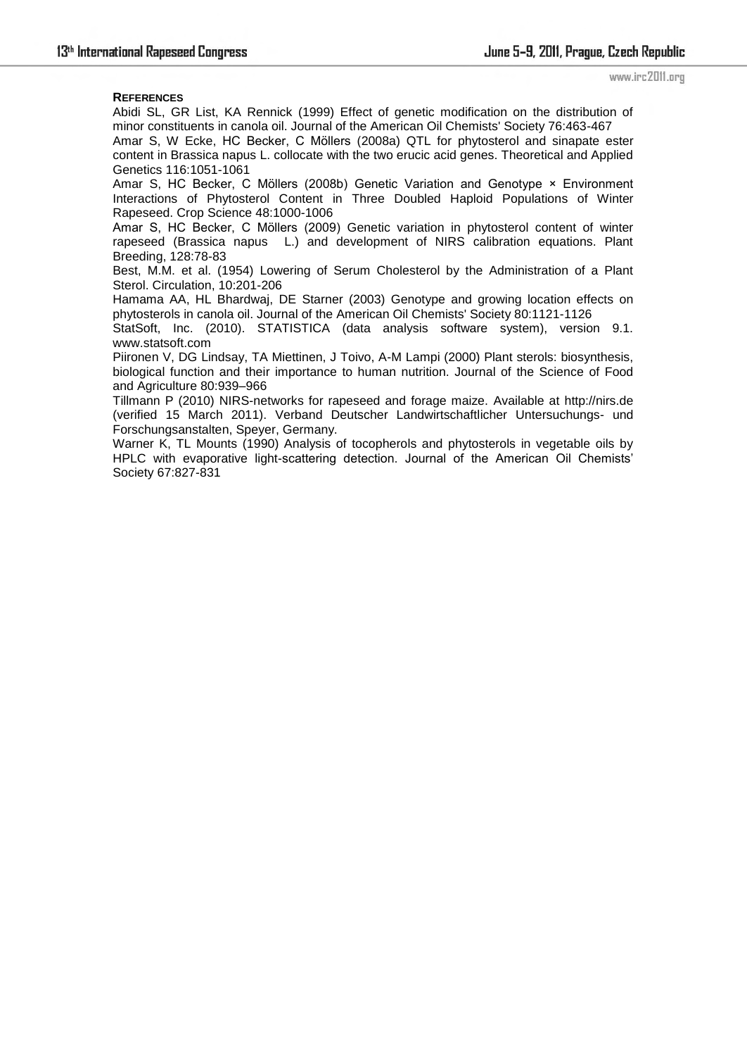## References

Abidi SL, GR List, KA Rennick (1999) Effect of genetic modification on the distribution of minor constituents in canola oil. Journal of the American Oil Chemists' Society 76:463-467

Amar S, W Ecke, HC Becker, C Möllers (2008a) QTL for phytosterol and sinapate ester content in Brassica napus L. collocate with the two erucic acid genes. Theoretical and Applied Genetics 116:1051-1061

Amar S, HC Becker, C Möllers (2008b) Genetic Variation and Genotype × Environment Interactions of Phytosterol Content in Three Doubled Haploid Populations of Winter Rapeseed. Crop Science 48:1000-1006

Amar S, HC Becker, C Möllers (2009) Genetic variation in phytosterol content of winter rapeseed (Brassica napus L.) and development of NIRS calibration equations. Plant Breeding, 128:78-83

Best, M.M. et al. (1954) Lowering of Serum Cholesterol by the Administration of a Plant Sterol. Circulation, 10:201-206

Hamama AA, HL Bhardwaj, DE Starner (2003) Genotype and growing location effects on phytosterols in canola oil. Journal of the American Oil Chemists' Society 80:1121-1126

StatSoft, Inc. (2010). STATISTICA (data analysis software system), version 9.1. www.statsoft.com

Piironen V, DG Lindsay, TA Miettinen, J Toivo, A-M Lampi (2000) Plant sterols: biosynthesis, biological function and their importance to human nutrition. Journal of the Science of Food and Agriculture 80:939–966

Tillmann P (2010) NIRS-networks for rapeseed and forage maize. Available at http://nirs.de (verified 15 March 2011). Verband Deutscher Landwirtschaftlicher Untersuchungs- und Forschungsanstalten, Speyer, Germany.

Warner K, TL Mounts (1990) Analysis of tocopherols and phytosterols in vegetable oils by HPLC with evaporative light-scattering detection. Journal of the American Oil Chemists' Society 67:827-831